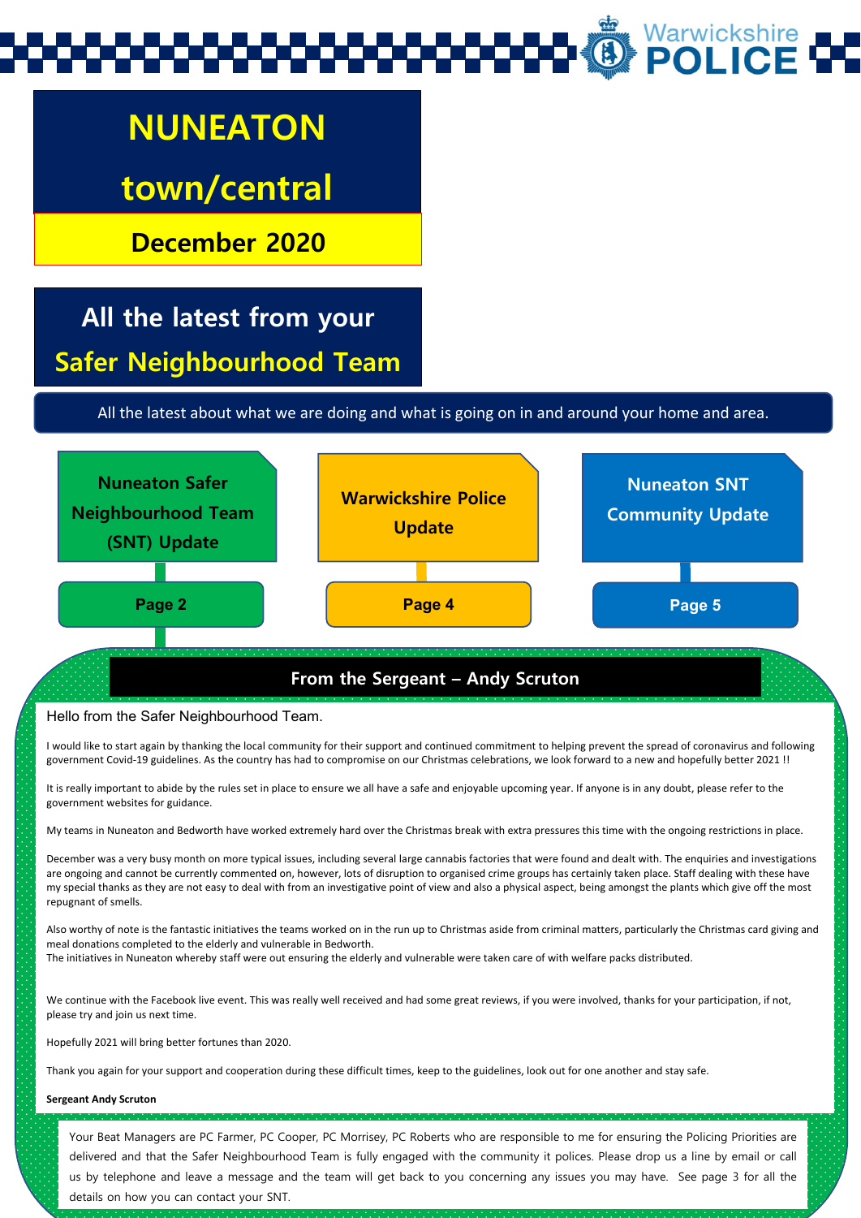Warwickshire POLICE

# NUNEATON town/central

## December 2020

# All the latest from your Safer Neighbourhood Team

All the latest about what we are doing and what is going on in and around your home and area.

- **Nuneaton Safer Neighbourhood Team (SNT) Update** — Page 2
- **Warwickshire Police Update** — Page 4
- **Nuneaton SNT Community Update** — Page 5

## From the Sergeant – Andy Scruton

Hello from the Safer Neighbourhood Team.

I would like to start again by thanking the local community for their support and continued commitment to helping prevent the spread of coronavirus and following government Covid-19 guidelines. As the country has had to compromise on our Christmas celebrations, we look forward to a new and hopefully better 2021 !!

It is really important to abide by the rules set in place to ensure we all have a safe and enjoyable upcoming year. If anyone is in any doubt, please refer to the government websites for guidance.

My teams in Nuneaton and Bedworth have worked extremely hard over the Christmas break with extra pressures this time with the ongoing restrictions in place.

December was a very busy month on more typical issues, including several large cannabis factories that were found and dealt with. The enquiries and investigations are ongoing and cannot be currently commented on, however, lots of disruption to organised crime groups has certainly taken place. Staff dealing with these have my special thanks as they are not easy to deal with from an investigative point of view and also a physical aspect, being amongst the plants which give off the most repugnant of smells.

Also worthy of note is the fantastic initiatives the teams worked on in the run up to Christmas aside from criminal matters, particularly the Christmas card giving and meal donations completed to the elderly and vulnerable in Bedworth.
The initiatives in Nuneaton whereby staff were out ensuring the elderly and vulnerable were taken care of with welfare packs distributed.

We continue with the Facebook live event. This was really well received and had some great reviews, if you were involved, thanks for your participation, if not, please try and join us next time.

Hopefully 2021 will bring better fortunes than 2020.

Thank you again for your support and cooperation during these difficult times, keep to the guidelines, look out for one another and stay safe.

**Sergeant Andy Scruton**

Your Beat Managers are PC Farmer, PC Cooper, PC Morrisey, PC Roberts who are responsible to me for ensuring the Policing Priorities are delivered and that the Safer Neighbourhood Team is fully engaged with the community it polices. Please drop us a line by email or call us by telephone and leave a message and the team will get back to you concerning any issues you may have. See page 3 for all the details on how you can contact your SNT.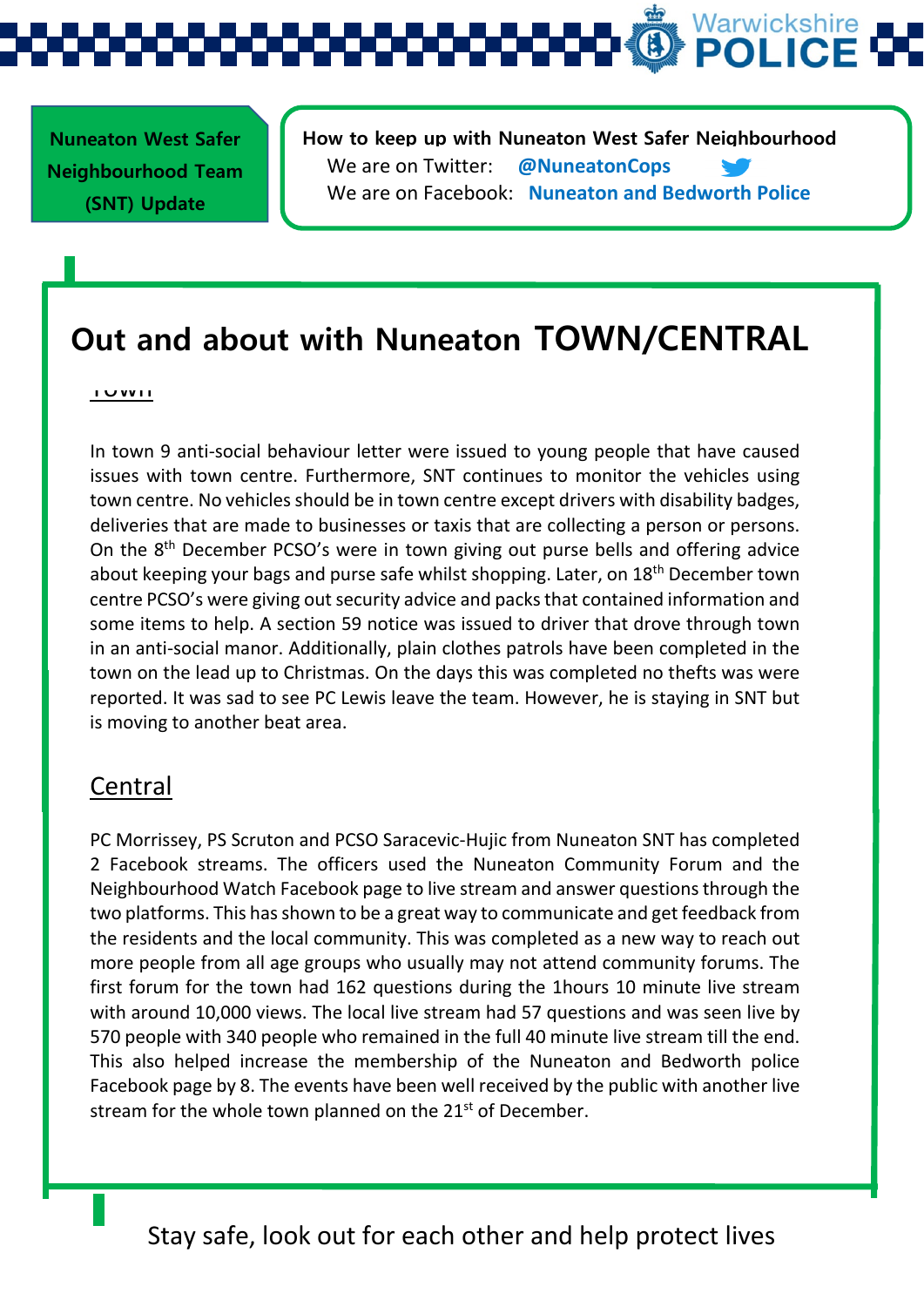Nuneaton West Safer Neighbourhood Team (SNT) Update

**How to keep up with Nuneaton West Safer Neighbourhood**

We are on Twitter: **@NuneatonCops**

We are on Facebook: **Nuneaton and Bedworth Police**

# Out and about with Nuneaton TOWN/CENTRAL

## Town

In town 9 anti-social behaviour letter were issued to young people that have caused issues with town centre. Furthermore, SNT continues to monitor the vehicles using town centre. No vehicles should be in town centre except drivers with disability badges, deliveries that are made to businesses or taxis that are collecting a person or persons. On the 8th December PCSO's were in town giving out purse bells and offering advice about keeping your bags and purse safe whilst shopping. Later, on 18th December town centre PCSO's were giving out security advice and packs that contained information and some items to help. A section 59 notice was issued to driver that drove through town in an anti-social manor. Additionally, plain clothes patrols have been completed in the town on the lead up to Christmas. On the days this was completed no thefts was were reported. It was sad to see PC Lewis leave the team. However, he is staying in SNT but is moving to another beat area.

## Central

PC Morrissey, PS Scruton and PCSO Saracevic-Hujic from Nuneaton SNT has completed 2 Facebook streams. The officers used the Nuneaton Community Forum and the Neighbourhood Watch Facebook page to live stream and answer questions through the two platforms. This has shown to be a great way to communicate and get feedback from the residents and the local community. This was completed as a new way to reach out more people from all age groups who usually may not attend community forums. The first forum for the town had 162 questions during the 1hours 10 minute live stream with around 10,000 views. The local live stream had 57 questions and was seen live by 570 people with 340 people who remained in the full 40 minute live stream till the end. This also helped increase the membership of the Nuneaton and Bedworth police Facebook page by 8. The events have been well received by the public with another live stream for the whole town planned on the 21st of December.

Stay safe, look out for each other and help protect lives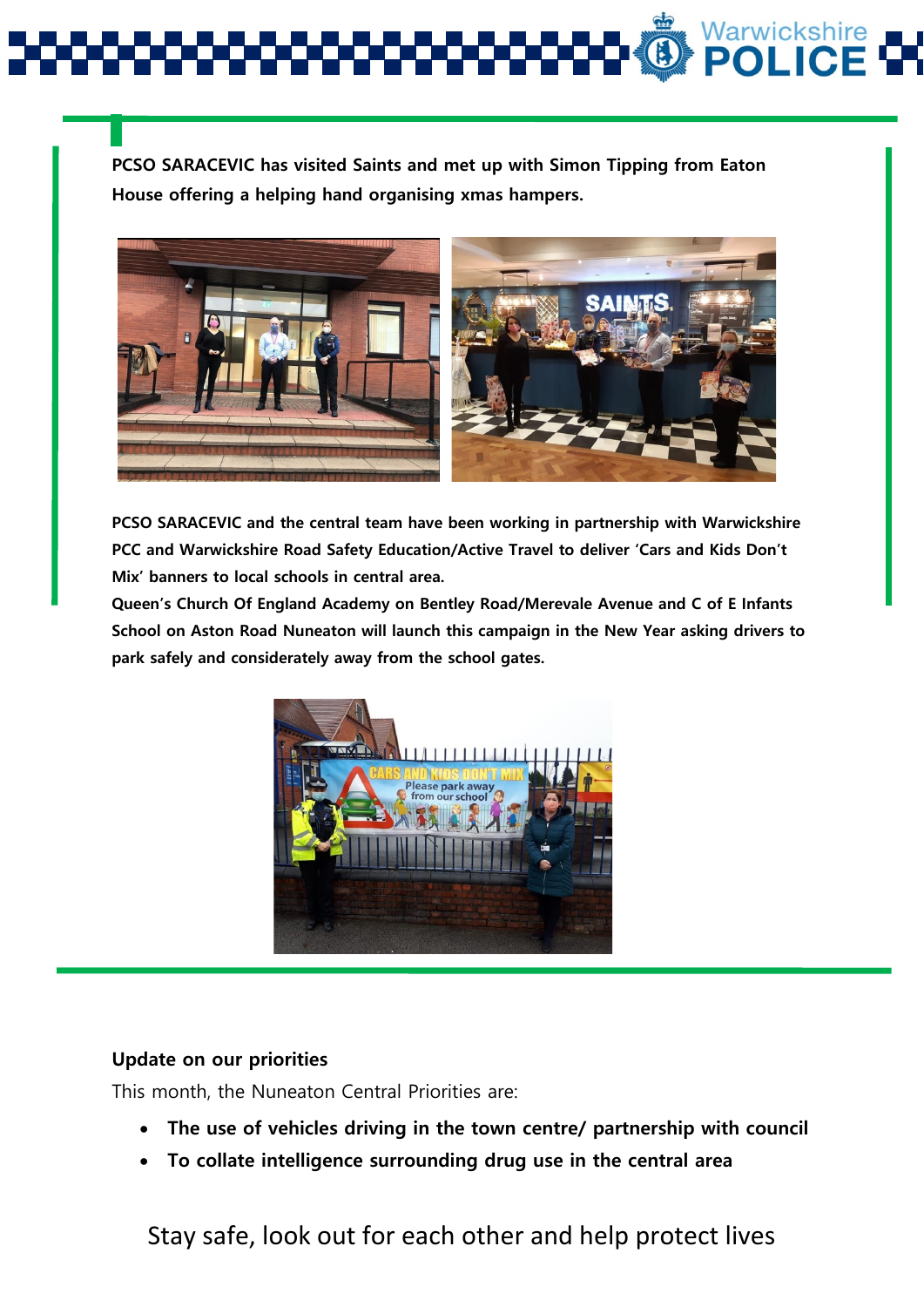**PCSO SARACEVIC has visited Saints and met up with Simon Tipping from Eaton House offering a helping hand organising xmas hampers.**

**PCSO SARACEVIC and the central team have been working in partnership with Warwickshire PCC and Warwickshire Road Safety Education/Active Travel to deliver 'Cars and Kids Don't Mix' banners to local schools in central area.**
**Queen's Church Of England Academy on Bentley Road/Merevale Avenue and C of E Infants School on Aston Road Nuneaton will launch this campaign in the New Year asking drivers to park safely and considerately away from the school gates.**

**Update on our priorities**

This month, the Nuneaton Central Priorities are:

- **The use of vehicles driving in the town centre/ partnership with council**
- **To collate intelligence surrounding drug use in the central area**

Stay safe, look out for each other and help protect lives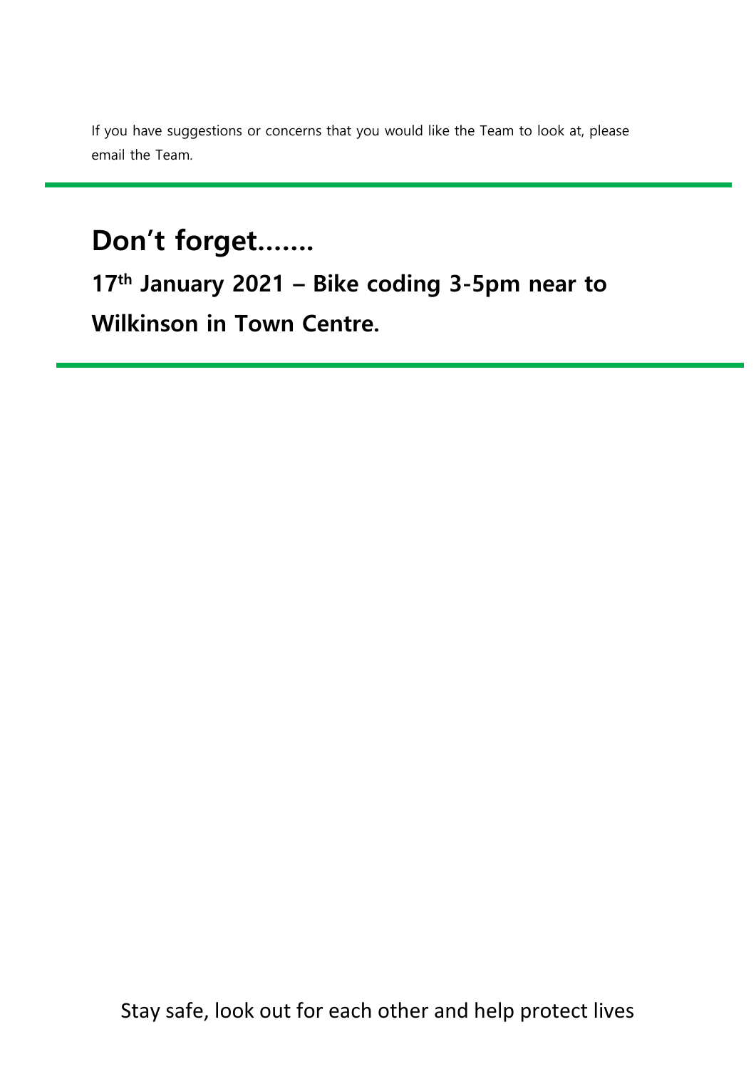If you have suggestions or concerns that you would like the Team to look at, please email the Team.

---

## Don't forget…….

### 17th January 2021 – Bike coding 3-5pm near to Wilkinson in Town Centre.

---

Stay safe, look out for each other and help protect lives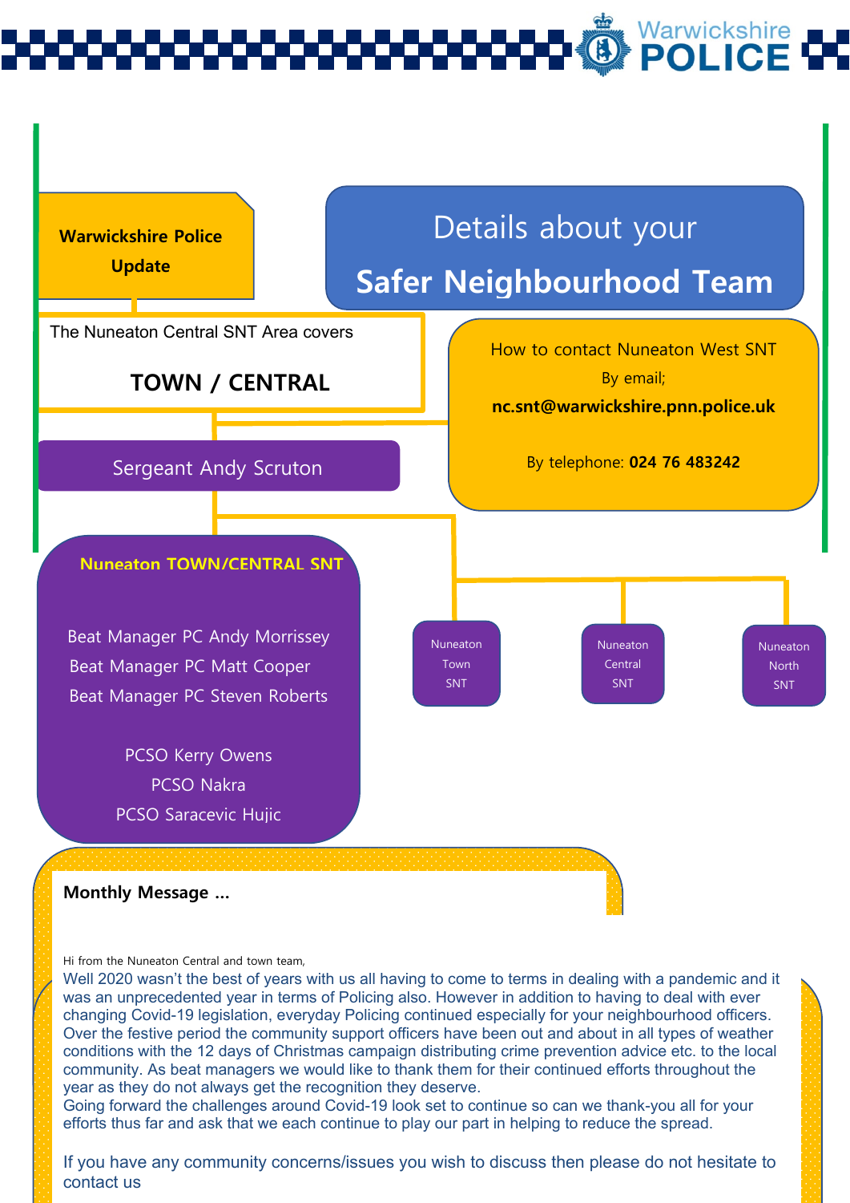**Warwickshire Police Update**

# Details about your Safer Neighbourhood Team

The Nuneaton Central SNT Area covers

**TOWN / CENTRAL**

How to contact Nuneaton West SNT

By email;

**nc.snt@warwickshire.pnn.police.uk**

By telephone: **024 76 483242**

Sergeant Andy Scruton

**Nuneaton TOWN/CENTRAL SNT**

Beat Manager PC Andy Morrissey
Beat Manager PC Matt Cooper
Beat Manager PC Steven Roberts

PCSO Kerry Owens
PCSO Nakra
PCSO Saracevic Hujic

Nuneaton Town SNT

Nuneaton Central SNT

Nuneaton North SNT

**Monthly Message ...**

Hi from the Nuneaton Central and town team,

Well 2020 wasn't the best of years with us all having to come to terms in dealing with a pandemic and it was an unprecedented year in terms of Policing also. However in addition to having to deal with ever changing Covid-19 legislation, everyday Policing continued especially for your neighbourhood officers. Over the festive period the community support officers have been out and about in all types of weather conditions with the 12 days of Christmas campaign distributing crime prevention advice etc. to the local community. As beat managers we would like to thank them for their continued efforts throughout the year as they do not always get the recognition they deserve.

Going forward the challenges around Covid-19 look set to continue so can we thank-you all for your efforts thus far and ask that we each continue to play our part in helping to reduce the spread.

If you have any community concerns/issues you wish to discuss then please do not hesitate to contact us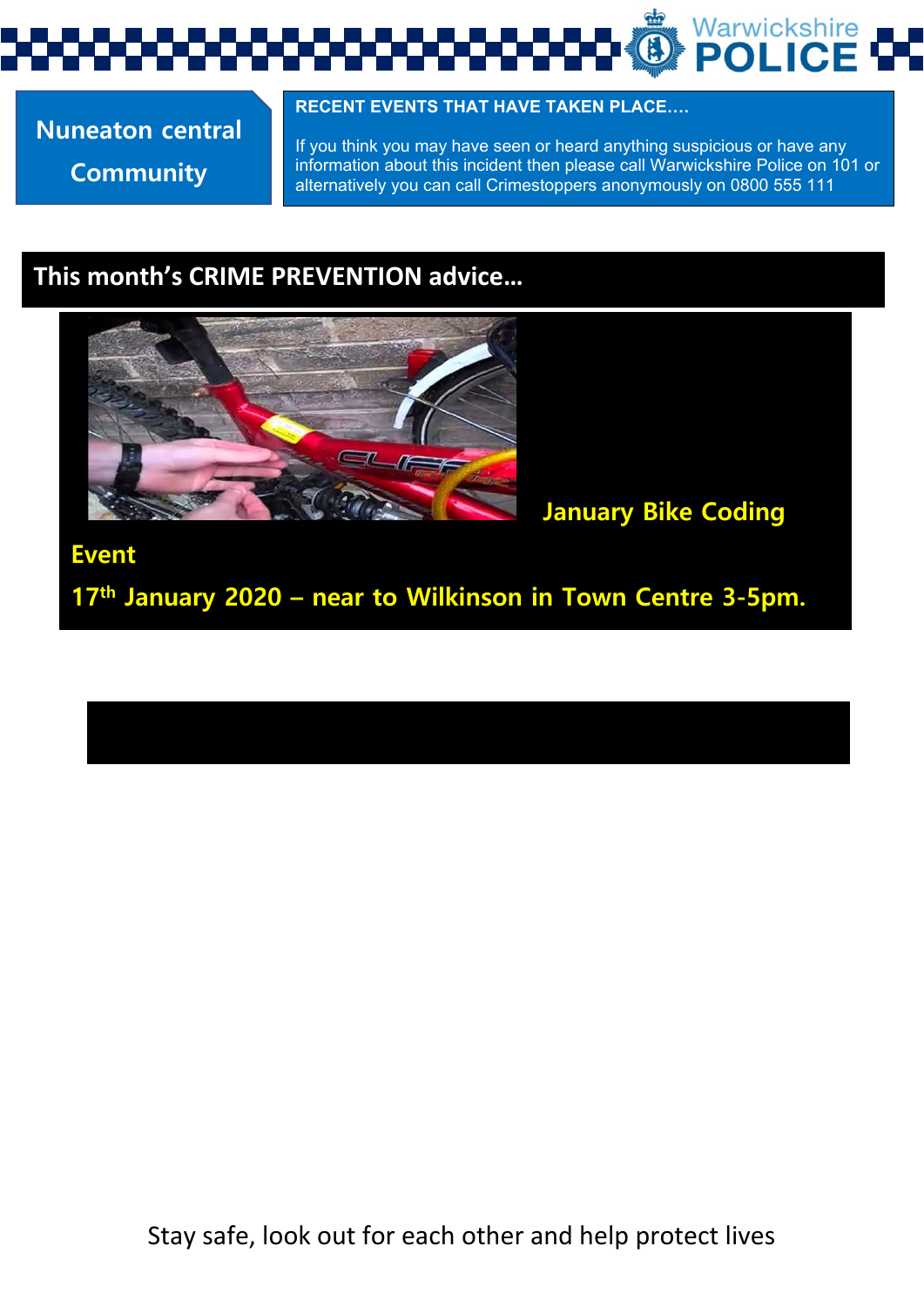Nuneaton central Community

**RECENT EVENTS THAT HAVE TAKEN PLACE….**

If you think you may have seen or heard anything suspicious or have any information about this incident then please call Warwickshire Police on 101 or alternatively you can call Crimestoppers anonymously on 0800 555 111

## This month's CRIME PREVENTION advice…

**January Bike Coding Event**

**17th January 2020 – near to Wilkinson in Town Centre 3-5pm.**

Stay safe, look out for each other and help protect lives